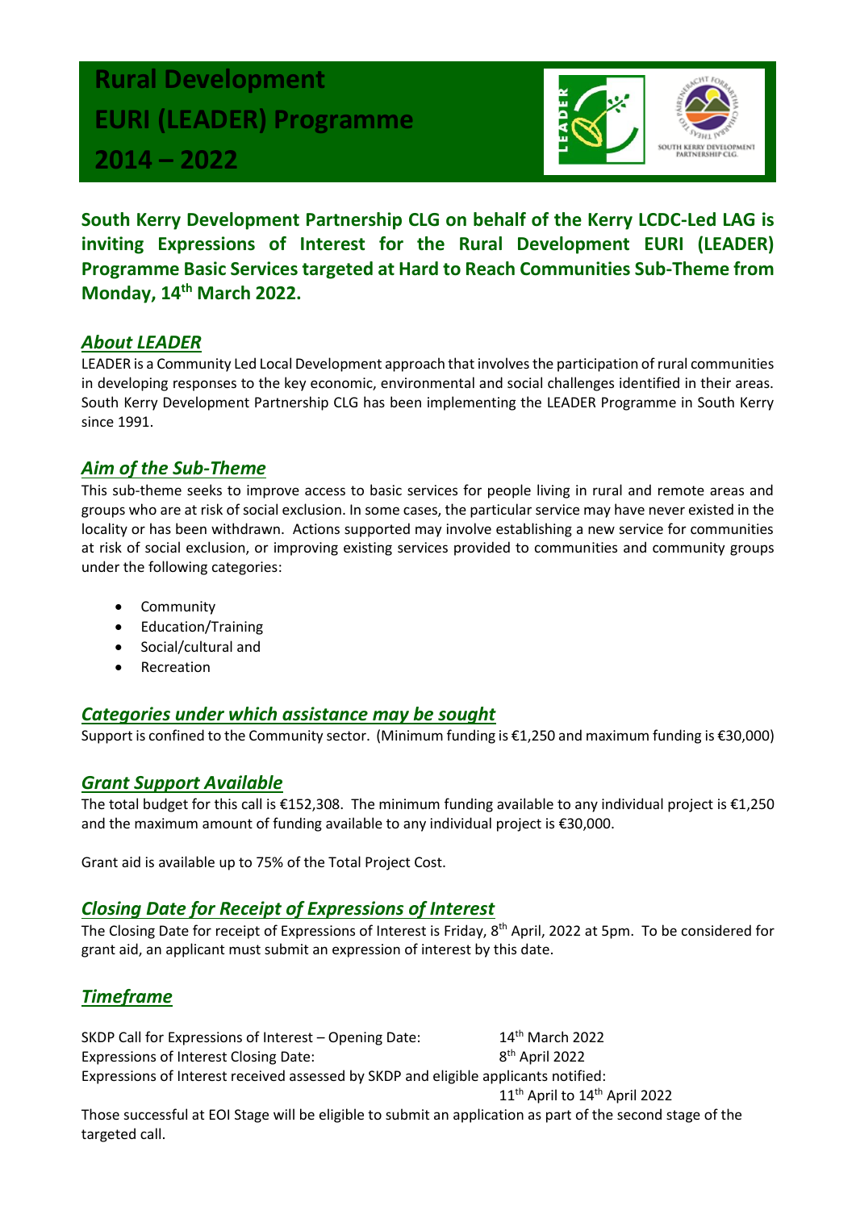# Rural Development EURI (LEADER) Programme 2014 – 2022

**South Kerry Development Partnership CLG on behalf of the Kerry LCDC-Led LAG is inviting Expressions of Interest for the Rural Development EURI (LEADER) Programme Basic Services targeted at Hard to Reach Communities Sub-Theme from Monday, 14th March 2022.**

## *About LEADER*

LEADER is a Community Led Local Development approach that involves the participation of rural communities in developing responses to the key economic, environmental and social challenges identified in their areas. South Kerry Development Partnership CLG has been implementing the LEADER Programme in South Kerry since 1991.

## *Aim of the Sub-Theme*

This sub-theme seeks to improve access to basic services for people living in rural and remote areas and groups who are at risk of social exclusion. In some cases, the particular service may have never existed in the locality or has been withdrawn. Actions supported may involve establishing a new service for communities at risk of social exclusion, or improving existing services provided to communities and community groups under the following categories:

- Community
- Education/Training
- Social/cultural and
- Recreation

## *Categories under which assistance may be sought*

Support is confined to the Community sector. (Minimum funding is €1,250 and maximum funding is €30,000)

## *Grant Support Available*

The total budget for this call is €152,308. The minimum funding available to any individual project is €1,250 and the maximum amount of funding available to any individual project is €30,000.

Grant aid is available up to 75% of the Total Project Cost.

## *Closing Date for Receipt of Expressions of Interest*

The Closing Date for receipt of Expressions of Interest is Friday, 8th April, 2022 at 5pm. To be considered for grant aid, an applicant must submit an expression of interest by this date.

## *Timeframe*

SKDP Call for Expressions of Interest – Opening Date: 14th March 2022
Expressions of Interest Closing Date: 8th April 2022
Expressions of Interest received assessed by SKDP and eligible applicants notified: 11th April to 14th April 2022

Those successful at EOI Stage will be eligible to submit an application as part of the second stage of the targeted call.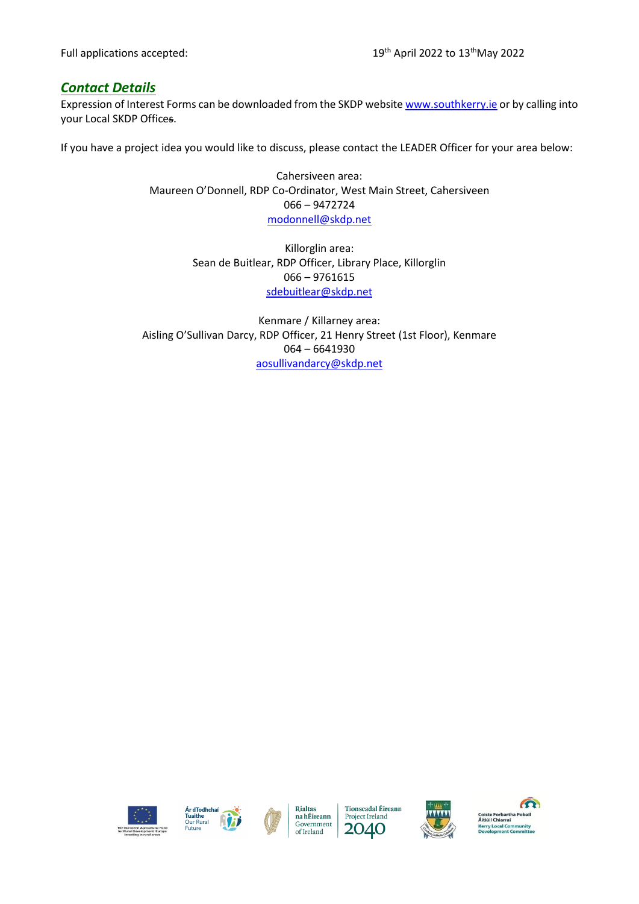Full applications accepted: 19th April 2022 to 13th May 2022

## ***Contact Details***

Expression of Interest Forms can be downloaded from the SKDP website www.southkerry.ie or by calling into your Local SKDP Offices.

If you have a project idea you would like to discuss, please contact the LEADER Officer for your area below:

Cahersiveen area:
Maureen O'Donnell, RDP Co-Ordinator, West Main Street, Cahersiveen
066 – 9472724
modonnell@skdp.net

Killorglin area:
Sean de Buitlear, RDP Officer, Library Place, Killorglin
066 – 9761615
sdebuitlear@skdp.net

Kenmare / Killarney area:
Aisling O'Sullivan Darcy, RDP Officer, 21 Henry Street (1st Floor), Kenmare
064 – 6641930
aosullivandarcy@skdp.net